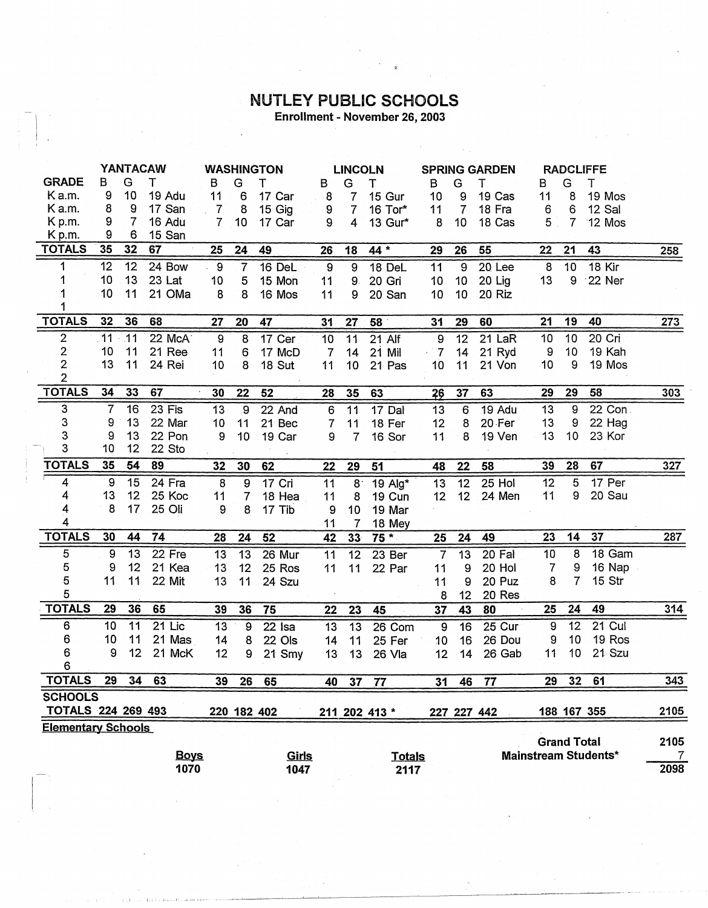# NUTLEY PUBLIC SCHOOLS

**Enrollment - November 26, 2003**

| GRADE | YANTACAW B | G | T | WASHINGTON B | G | T | LINCOLN B | G | T | SPRING GARDEN B | G | T | RADCLIFFE B | G | T | |
|---|---|---|---|---|---|---|---|---|---|---|---|---|---|---|---|---|
| K a.m. | 9 | 10 | 19 Adu | 11 | 6 | 17 Car | 8 | 7 | 15 Gur | 10 | 9 | 19 Cas | 11 | 8 | 19 Mos | |
| K a.m. | 8 | 9 | 17 San | 7 | 8 | 15 Gig | 9 | 7 | 16 Tor* | 11 | 7 | 18 Fra | 6 | 6 | 12 Sal | |
| K p.m. | 9 | 7 | 16 Adu | 7 | 10 | 17 Car | 9 | 4 | 13 Gur* | 8 | 10 | 18 Cas | 5 | 7 | 12 Mos | |
| K p.m. | 9 | 6 | 15 San | | | | | | | | | | | | | |
| **TOTALS** | **35** | **32** | **67** | **25** | **24** | **49** | **26** | **18** | **44 *** | **29** | **26** | **55** | **22** | **21** | **43** | **258** |
| 1 | 12 | 12 | 24 Bow | 9 | 7 | 16 DeL | 9 | 9 | 18 DeL | 11 | 9 | 20 Lee | 8 | 10 | 18 Kir | |
| 1 | 10 | 13 | 23 Lat | 10 | 5 | 15 Mon | 11 | 9 | 20 Gri | 10 | 10 | 20 Lig | 13 | 9 | 22 Ner | |
| 1 | 10 | 11 | 21 OMa | 8 | 8 | 16 Mos | 11 | 9 | 20 San | 10 | 10 | 20 Riz | | | | |
| 1 | | | | | | | | | | | | | | | | |
| **TOTALS** | **32** | **36** | **68** | **27** | **20** | **47** | **31** | **27** | **58** | **31** | **29** | **60** | **21** | **19** | **40** | **273** |
| 2 | 11 | 11 | 22 McA | 9 | 8 | 17 Cer | 10 | 11 | 21 Alf | 9 | 12 | 21 LaR | 10 | 10 | 20 Cri | |
| 2 | 10 | 11 | 21 Ree | 11 | 6 | 17 McD | 7 | 14 | 21 Mil | 7 | 14 | 21 Ryd | 9 | 10 | 19 Kah | |
| 2 | 13 | 11 | 24 Rei | 10 | 8 | 18 Sut | 11 | 10 | 21 Pas | 10 | 11 | 21 Von | 10 | 9 | 19 Mos | |
| 2 | | | | | | | | | | | | | | | | |
| **TOTALS** | **34** | **33** | **67** | **30** | **22** | **52** | **28** | **35** | **63** | **26** | **37** | **63** | **29** | **29** | **58** | **303** |
| 3 | 7 | 16 | 23 Fis | 13 | 9 | 22 And | 6 | 11 | 17 Dal | 13 | 6 | 19 Adu | 13 | 9 | 22 Con | |
| 3 | 9 | 13 | 22 Mar | 10 | 11 | 21 Bec | 7 | 11 | 18 Fer | 12 | 8 | 20 Fer | 13 | 9 | 22 Hag | |
| 3 | 9 | 13 | 22 Pon | 9 | 10 | 19 Car | 9 | 7 | 16 Sor | 11 | 8 | 19 Ven | 13 | 10 | 23 Kor | |
| 3 | 10 | 12 | 22 Sto | | | | | | | | | | | | | |
| **TOTALS** | **35** | **54** | **89** | **32** | **30** | **62** | **22** | **29** | **51** | **48** | **22** | **58** | **39** | **28** | **67** | **327** |
| 4 | 9 | 15 | 24 Fra | 8 | 9 | 17 Cri | 11 | 8 | 19 Alg* | 13 | 12 | 25 Hol | 12 | 5 | 17 Per | |
| 4 | 13 | 12 | 25 Koc | 11 | 7 | 18 Hea | 11 | 8 | 19 Cun | 12 | 12 | 24 Men | 11 | 9 | 20 Sau | |
| 4 | 8 | 17 | 25 Oli | 9 | 8 | 17 Tib | 9 | 10 | 19 Mar | | | | | | | |
| 4 | | | | | | | 11 | 7 | 18 Mey | | | | | | | |
| **TOTALS** | **30** | **44** | **74** | **28** | **24** | **52** | **42** | **33** | **75 *** | **25** | **24** | **49** | **23** | **14** | **37** | **287** |
| 5 | 9 | 13 | 22 Fre | 13 | 13 | 26 Mur | 11 | 12 | 23 Ber | 7 | 13 | 20 Fal | 10 | 8 | 18 Gam | |
| 5 | 9 | 12 | 21 Kea | 13 | 12 | 25 Ros | 11 | 11 | 22 Par | 11 | 9 | 20 Hol | 7 | 9 | 16 Nap | |
| 5 | 11 | 11 | 22 Mit | 13 | 11 | 24 Szu | | | | 11 | 9 | 20 Puz | 8 | 7 | 15 Str | |
| 5 | | | | | | | | | | 8 | 12 | 20 Res | | | | |
| **TOTALS** | **29** | **36** | **65** | **39** | **36** | **75** | **22** | **23** | **45** | **37** | **43** | **80** | **25** | **24** | **49** | **314** |
| 6 | 10 | 11 | 21 Lic | 13 | 9 | 22 Isa | 13 | 13 | 26 Com | 9 | 16 | 25 Cur | 9 | 12 | 21 Cul | |
| 6 | 10 | 11 | 21 Mas | 14 | 8 | 22 Ols | 14 | 11 | 25 Fer | 10 | 16 | 26 Dou | 9 | 10 | 19 Ros | |
| 6 | 9 | 12 | 21 McK | 12 | 9 | 21 Smy | 13 | 13 | 26 Vla | 12 | 14 | 26 Gab | 11 | 10 | 21 Szu | |
| 6 | | | | | | | | | | | | | | | | |
| **TOTALS** | **29** | **34** | **63** | **39** | **26** | **65** | **40** | **37** | **77** | **31** | **46** | **77** | **29** | **32** | **61** | **343** |
| **SCHOOLS TOTALS** | **224** | **269** | **493** | **220** | **182** | **402** | **211** | **202** | **413 *** | **227** | **227** | **442** | **188** | **167** | **355** | **2105** |

**Elementary Schools**

| Boys | Girls | Totals |
|---|---|---|
| 1070 | 1047 | 2117 |

| | |
|---|---|
| **Grand Total** | **2105** |
| **Mainstream Students*** | **7** |
| | **2098** |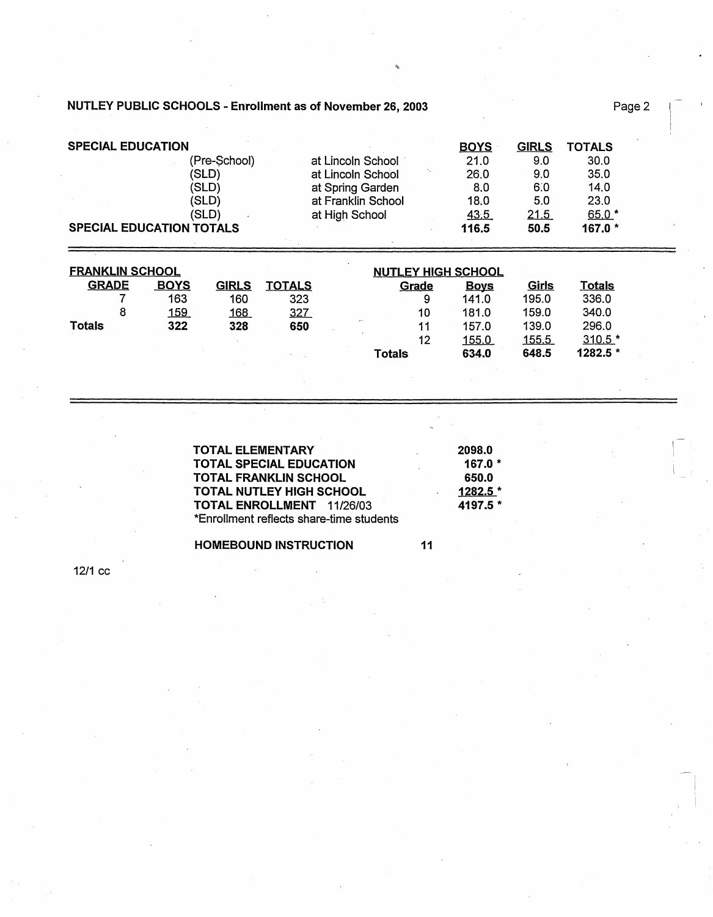## NUTLEY PUBLIC SCHOOLS - Enrollment as of November 26, 2003

| SPECIAL EDUCATION | | | BOYS | GIRLS | TOTALS |
|---|---|---|---|---|---|
| | (Pre-School) | at Lincoln School | 21.0 | 9.0 | 30.0 |
| | (SLD) | at Lincoln School | 26.0 | 9.0 | 35.0 |
| | (SLD) | at Spring Garden | 8.0 | 6.0 | 14.0 |
| | (SLD) | at Franklin School | 18.0 | 5.0 | 23.0 |
| | (SLD) | at High School | 43.5 | 21.5 | 65.0 * |
| **SPECIAL EDUCATION TOTALS** | | | **116.5** | **50.5** | **167.0 *** |

**FRANKLIN SCHOOL**

| GRADE | BOYS | GIRLS | TOTALS |
|---|---|---|---|
| 7 | 163 | 160 | 323 |
| 8 | 159 | 168 | 327 |
| **Totals** | **322** | **328** | **650** |

**NUTLEY HIGH SCHOOL**

| Grade | Boys | Girls | Totals |
|---|---|---|---|
| 9 | 141.0 | 195.0 | 336.0 |
| 10 | 181.0 | 159.0 | 340.0 |
| 11 | 157.0 | 139.0 | 296.0 |
| 12 | 155.0 | 155.5 | 310.5 * |
| **Totals** | **634.0** | **648.5** | **1282.5 *** |

| | |
|---|---|
| **TOTAL ELEMENTARY** | **2098.0** |
| **TOTAL SPECIAL EDUCATION** | **167.0 *** |
| **TOTAL FRANKLIN SCHOOL** | **650.0** |
| **TOTAL NUTLEY HIGH SCHOOL** | **1282.5 *** |
| **TOTAL ENROLLMENT** 11/26/03 | **4197.5 *** |

*Enrollment reflects share-time students

**HOMEBOUND INSTRUCTION** **11**

12/1 cc